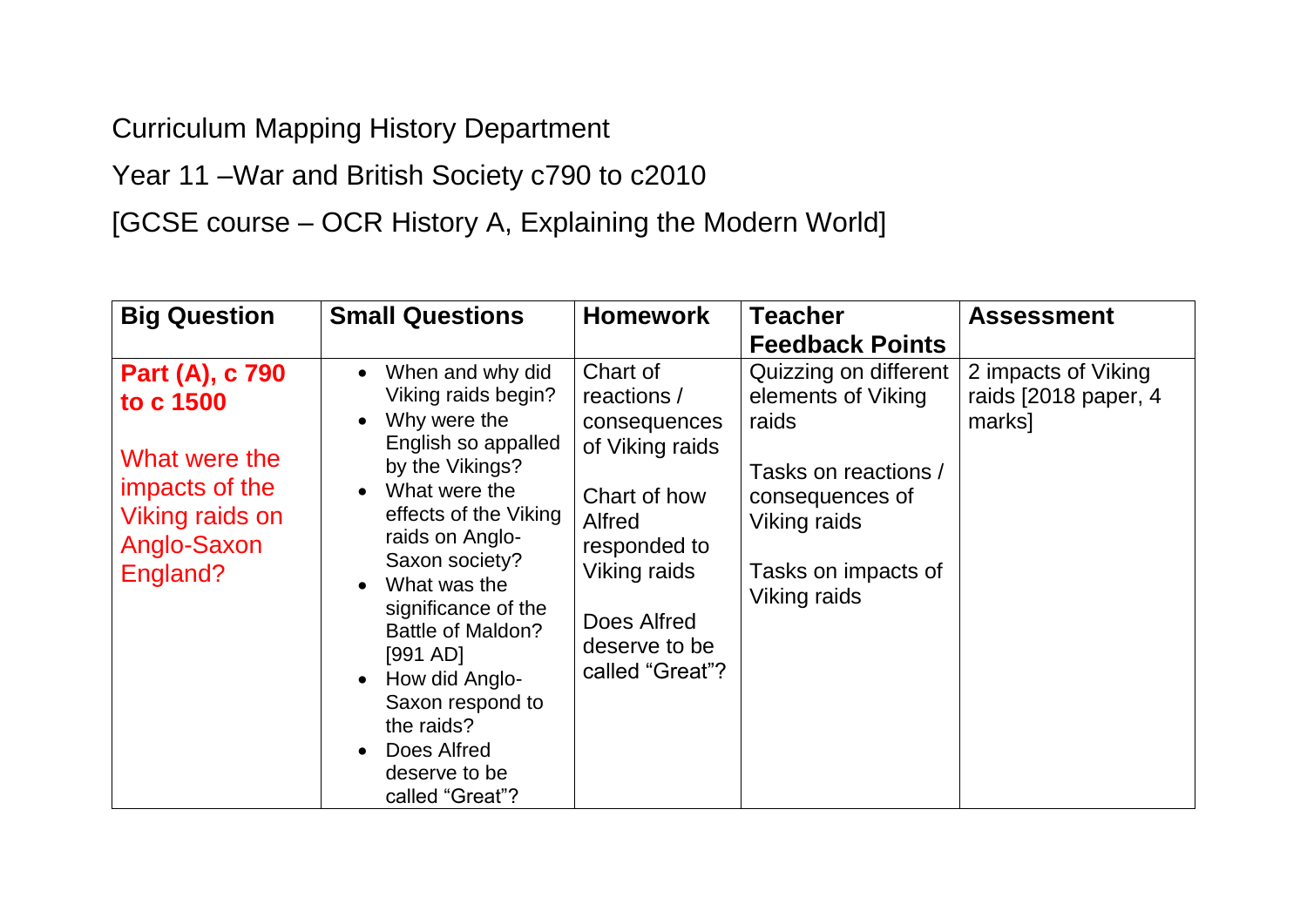Curriculum Mapping History Department

Year 11 –War and British Society c790 to c2010

[GCSE course – OCR History A, Explaining the Modern World]

| Big Question | Small Questions | Homework | Teacher Feedback Points | Assessment |
|---|---|---|---|---|
| **Part (A), c 790 to c 1500**<br><br>What were the impacts of the Viking raids on Anglo-Saxon England? | • When and why did Viking raids begin?<br>• Why were the English so appalled by the Vikings?<br>• What were the effects of the Viking raids on Anglo-Saxon society?<br>• What was the significance of the Battle of Maldon? [991 AD]<br>• How did Anglo-Saxon respond to the raids?<br>• Does Alfred deserve to be called "Great"? | Chart of reactions / consequences of Viking raids<br><br>Chart of how Alfred responded to Viking raids<br><br>Does Alfred deserve to be called "Great"? | Quizzing on different elements of Viking raids<br><br>Tasks on reactions / consequences of Viking raids<br><br>Tasks on impacts of Viking raids | 2 impacts of Viking raids [2018 paper, 4 marks] |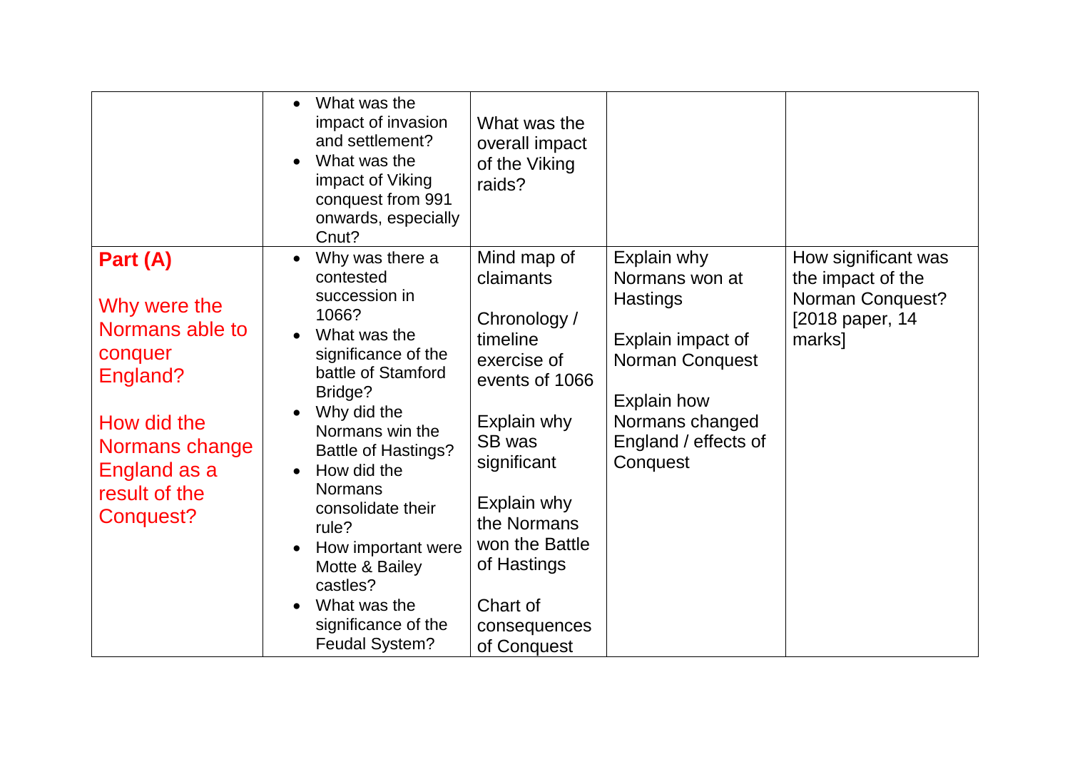| | | | | |
|---|---|---|---|---|
| | • What was the impact of invasion and settlement?<br>• What was the impact of Viking conquest from 991 onwards, especially Cnut? | What was the overall impact of the Viking raids? | | |
| **Part (A)**<br><br>Why were the Normans able to conquer England?<br><br>How did the Normans change England as a result of the Conquest? | • Why was there a contested succession in 1066?<br>• What was the significance of the battle of Stamford Bridge?<br>• Why did the Normans win the Battle of Hastings?<br>• How did the Normans consolidate their rule?<br>• How important were Motte & Bailey castles?<br>• What was the significance of the Feudal System? | Mind map of claimants<br><br>Chronology / timeline exercise of events of 1066<br><br>Explain why SB was significant<br><br>Explain why the Normans won the Battle of Hastings<br><br>Chart of consequences of Conquest | Explain why Normans won at Hastings<br><br>Explain impact of Norman Conquest<br><br>Explain how Normans changed England / effects of Conquest | How significant was the impact of the Norman Conquest? [2018 paper, 14 marks] |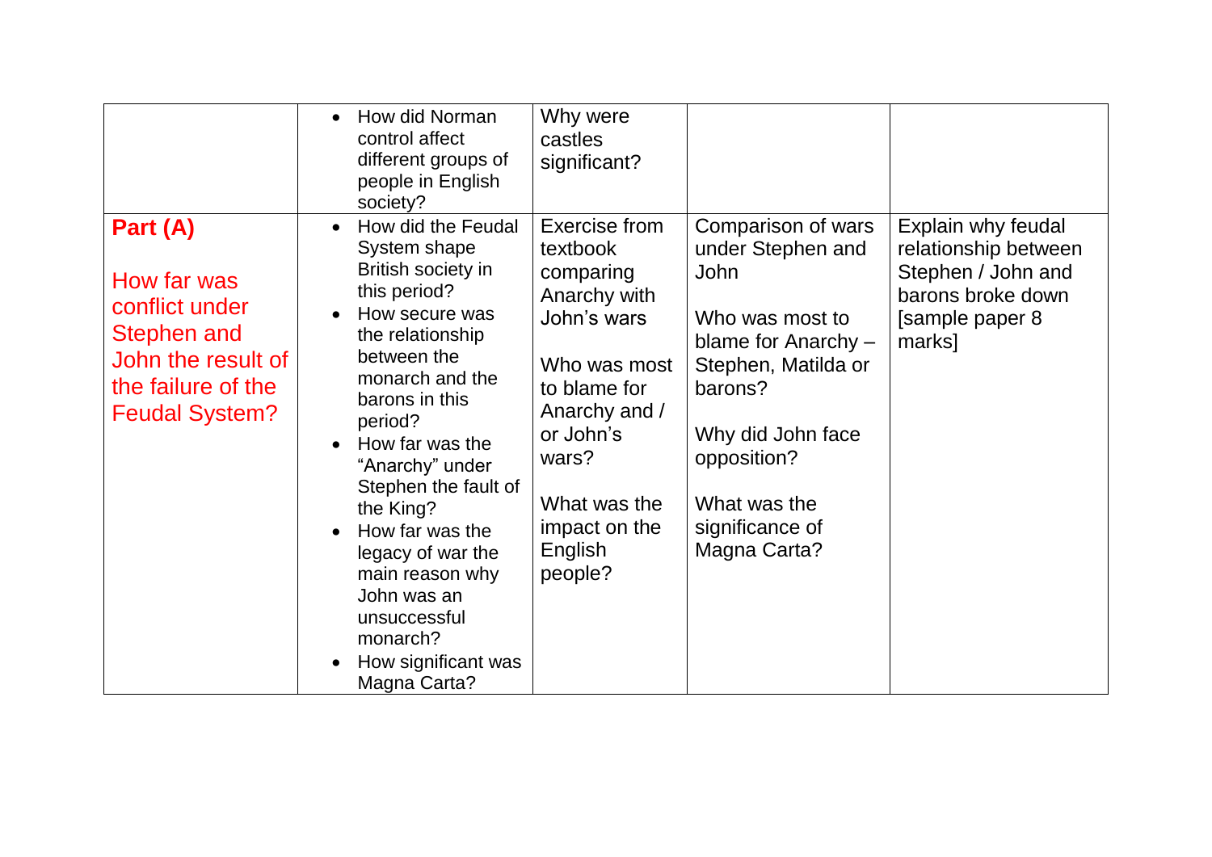| | | | | |
|---|---|---|---|---|
| | • How did Norman control affect different groups of people in English society? | Why were castles significant? | | |
| **Part (A)**<br><br>How far was conflict under Stephen and John the result of the failure of the Feudal System? | • How did the Feudal System shape British society in this period?<br>• How secure was the relationship between the monarch and the barons in this period?<br>• How far was the "Anarchy" under Stephen the fault of the King?<br>• How far was the legacy of war the main reason why John was an unsuccessful monarch?<br>• How significant was Magna Carta? | Exercise from textbook comparing Anarchy with John's wars<br><br>Who was most to blame for Anarchy and / or John's wars?<br><br>What was the impact on the English people? | Comparison of wars under Stephen and John<br><br>Who was most to blame for Anarchy – Stephen, Matilda or barons?<br><br>Why did John face opposition?<br><br>What was the significance of Magna Carta? | Explain why feudal relationship between Stephen / John and barons broke down [sample paper 8 marks] |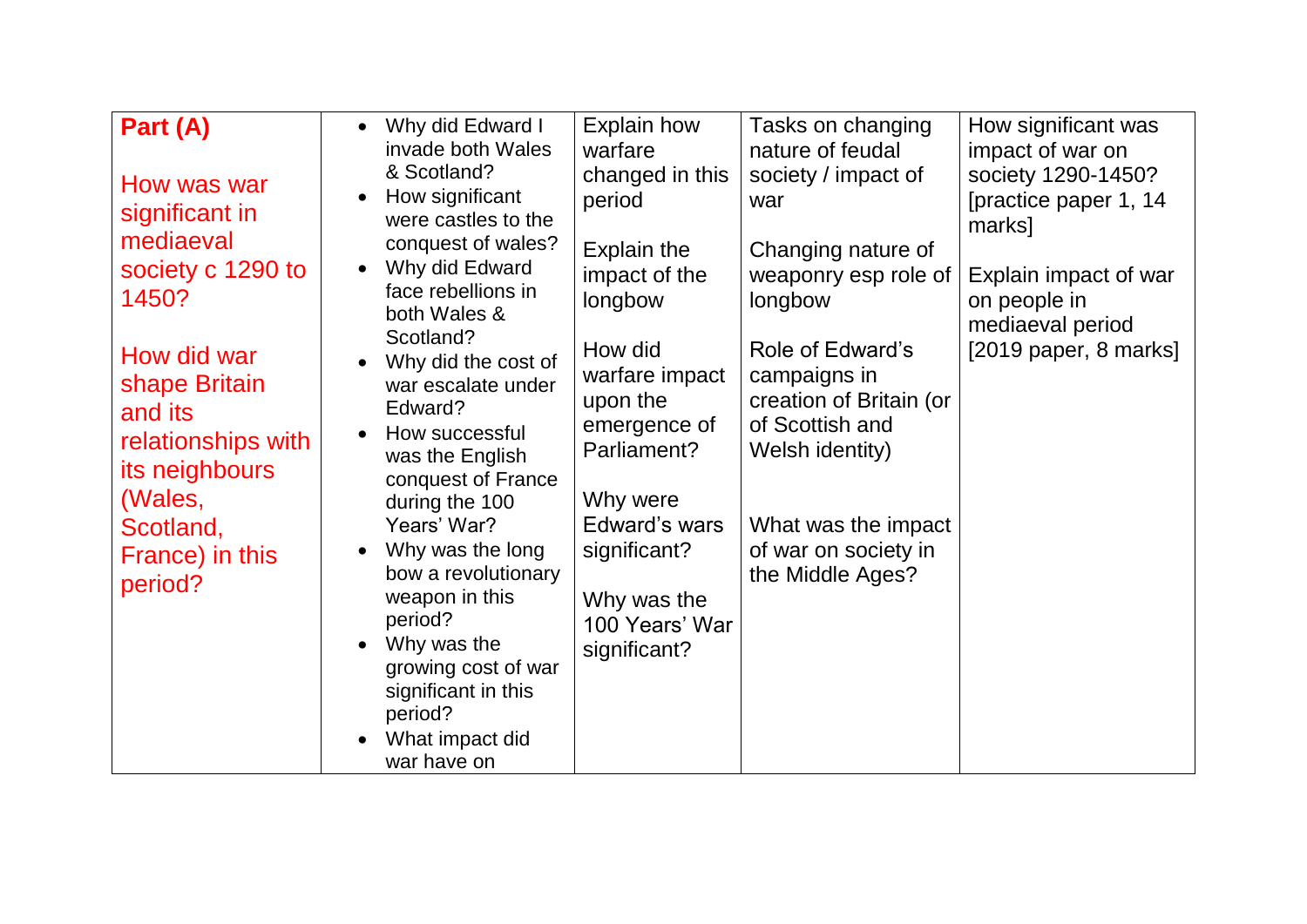| **Part (A)**<br><br>How was war significant in mediaeval society c 1290 to 1450?<br><br>How did war shape Britain and its relationships with its neighbours (Wales, Scotland, France) in this period? | • Why did Edward I invade both Wales & Scotland?<br>• How significant were castles to the conquest of wales?<br>• Why did Edward face rebellions in both Wales & Scotland?<br>• Why did the cost of war escalate under Edward?<br>• How successful was the English conquest of France during the 100 Years' War?<br>• Why was the long bow a revolutionary weapon in this period?<br>• Why was the growing cost of war significant in this period?<br>• What impact did war have on | Explain how warfare changed in this period<br><br>Explain the impact of the longbow<br><br>How did warfare impact upon the emergence of Parliament?<br><br>Why were Edward's wars significant?<br><br>Why was the 100 Years' War significant? | Tasks on changing nature of feudal society / impact of war<br><br>Changing nature of weaponry esp role of longbow<br><br>Role of Edward's campaigns in creation of Britain (or of Scottish and Welsh identity)<br><br>What was the impact of war on society in the Middle Ages? | How significant was impact of war on society 1290-1450? [practice paper 1, 14 marks]<br><br>Explain impact of war on people in mediaeval period [2019 paper, 8 marks] |
|---|---|---|---|---|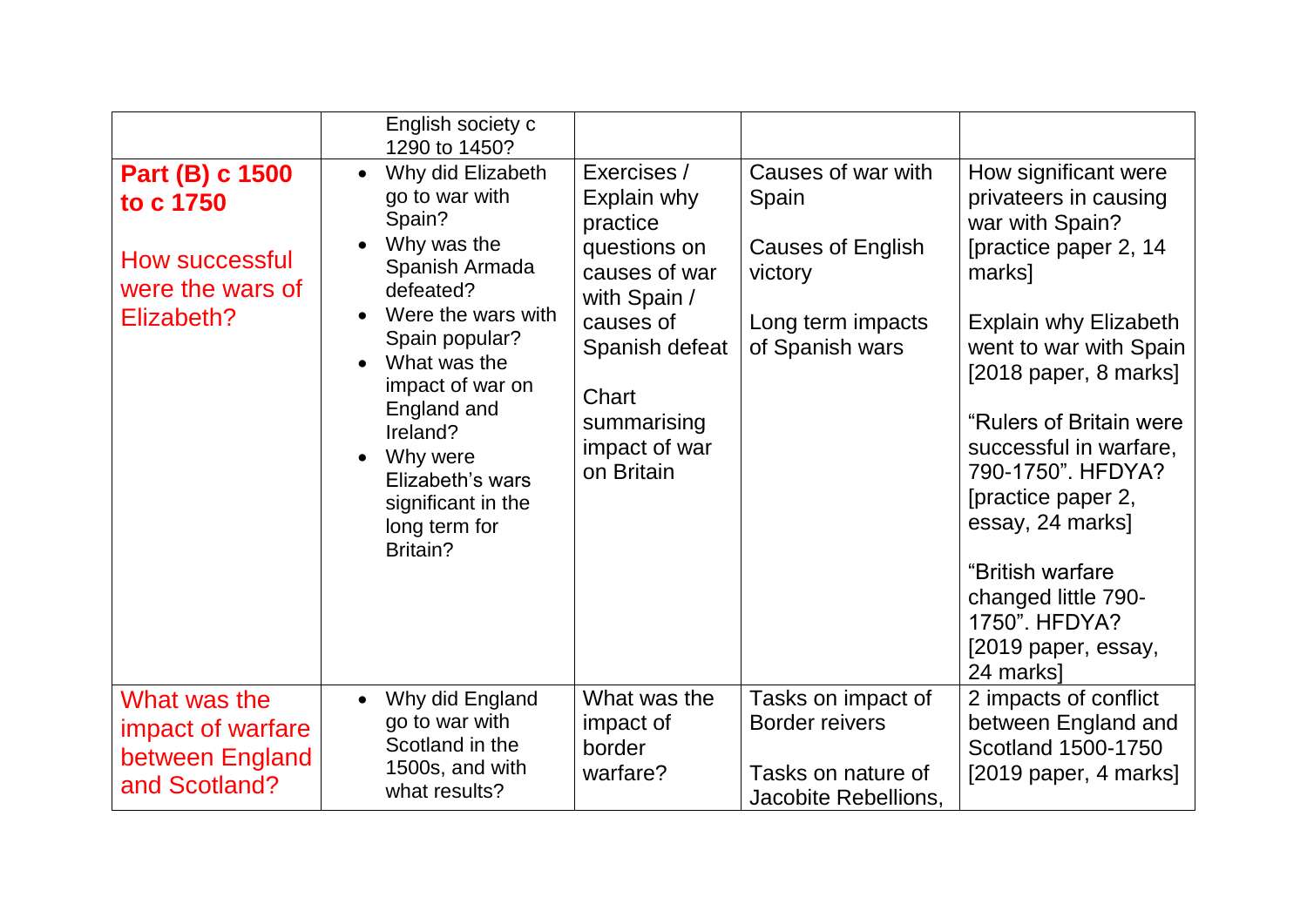| | | | | |
|---|---|---|---|---|
| | English society c 1290 to 1450? | | | |
| **Part (B) c 1500 to c 1750**<br><br>How successful were the wars of Elizabeth? | • Why did Elizabeth go to war with Spain?<br>• Why was the Spanish Armada defeated?<br>• Were the wars with Spain popular?<br>• What was the impact of war on England and Ireland?<br>• Why were Elizabeth's wars significant in the long term for Britain? | Exercises / Explain why practice questions on causes of war with Spain / causes of Spanish defeat<br><br>Chart summarising impact of war on Britain | Causes of war with Spain<br><br>Causes of English victory<br><br>Long term impacts of Spanish wars | How significant were privateers in causing war with Spain? [practice paper 2, 14 marks]<br><br>Explain why Elizabeth went to war with Spain [2018 paper, 8 marks]<br><br>"Rulers of Britain were successful in warfare, 790-1750". HFDYA? [practice paper 2, essay, 24 marks]<br><br>"British warfare changed little 790-1750". HFDYA? [2019 paper, essay, 24 marks] |
| What was the impact of warfare between England and Scotland? | • Why did England go to war with Scotland in the 1500s, and with what results? | What was the impact of border warfare? | Tasks on impact of Border reivers<br><br>Tasks on nature of Jacobite Rebellions, | 2 impacts of conflict between England and Scotland 1500-1750 [2019 paper, 4 marks] |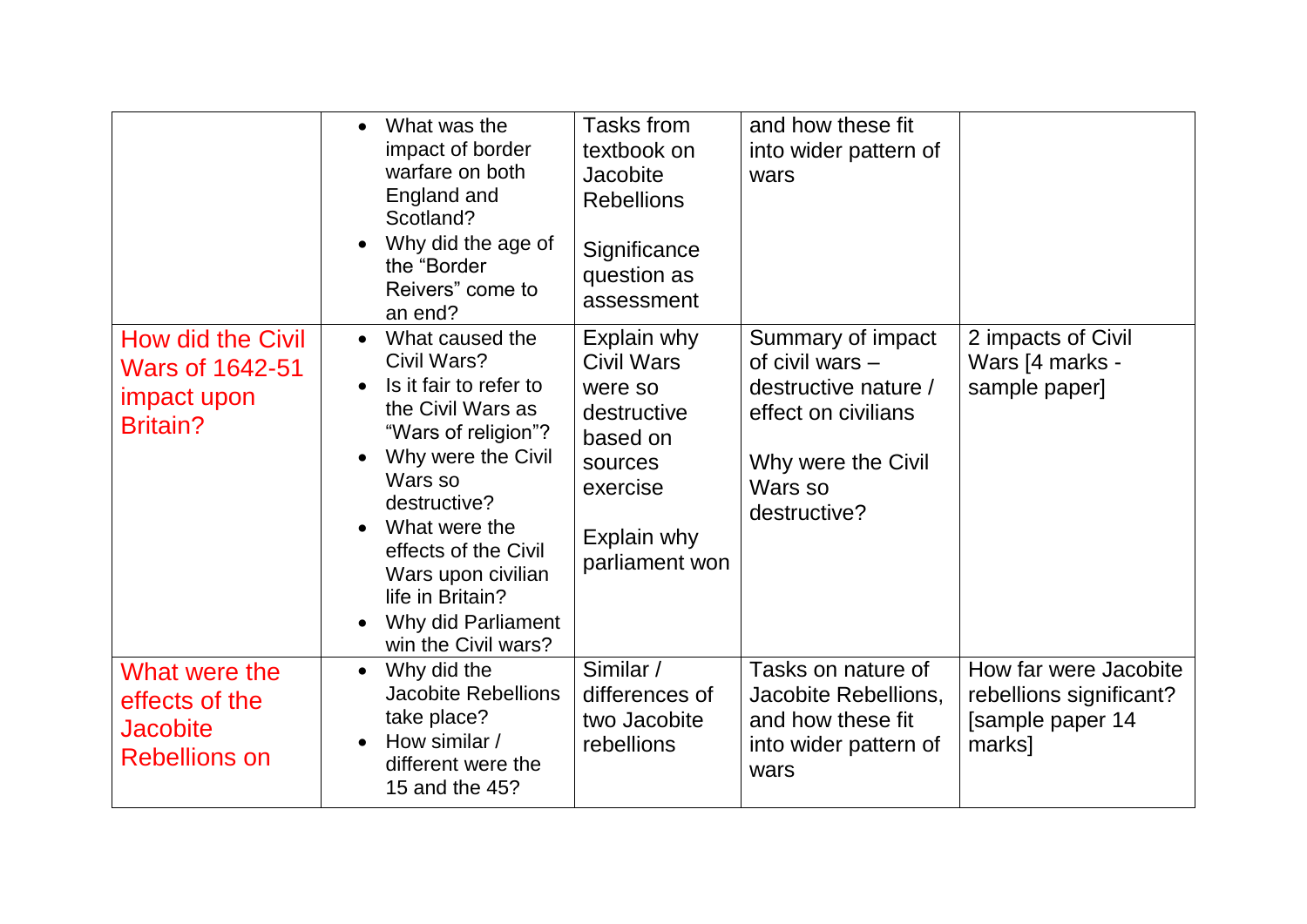| | | | | |
|---|---|---|---|---|
| | • What was the impact of border warfare on both England and Scotland?<br>• Why did the age of the "Border Reivers" come to an end? | Tasks from textbook on Jacobite Rebellions<br><br>Significance question as assessment | and how these fit into wider pattern of wars | |
| How did the Civil Wars of 1642-51 impact upon Britain? | • What caused the Civil Wars?<br>• Is it fair to refer to the Civil Wars as "Wars of religion"?<br>• Why were the Civil Wars so destructive?<br>• What were the effects of the Civil Wars upon civilian life in Britain?<br>• Why did Parliament win the Civil wars? | Explain why Civil Wars were so destructive based on sources exercise<br><br>Explain why parliament won | Summary of impact of civil wars – destructive nature / effect on civilians<br><br>Why were the Civil Wars so destructive? | 2 impacts of Civil Wars [4 marks - sample paper] |
| What were the effects of the Jacobite Rebellions on | • Why did the Jacobite Rebellions take place?<br>• How similar / different were the 15 and the 45? | Similar / differences of two Jacobite rebellions | Tasks on nature of Jacobite Rebellions, and how these fit into wider pattern of wars | How far were Jacobite rebellions significant? [sample paper 14 marks] |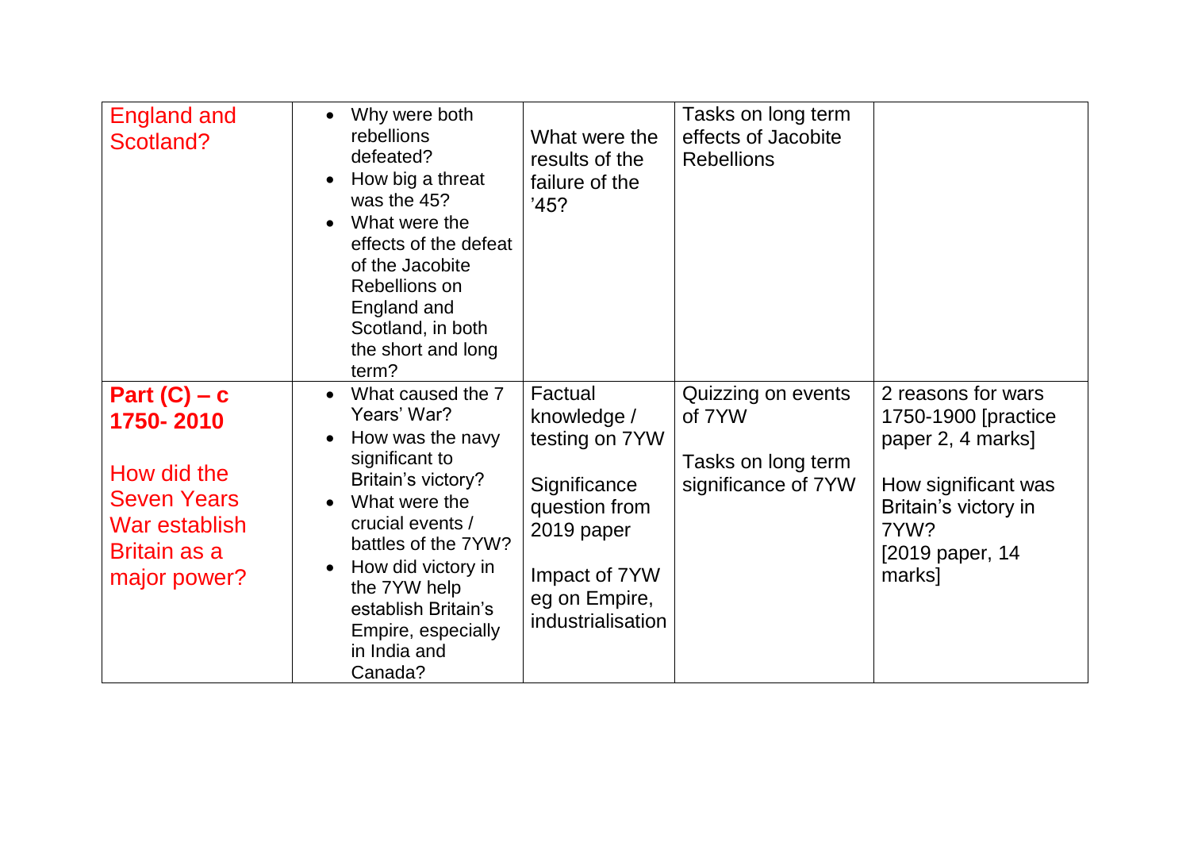| England and Scotland? | • Why were both rebellions defeated?<br>• How big a threat was the 45?<br>• What were the effects of the defeat of the Jacobite Rebellions on England and Scotland, in both the short and long term? | What were the results of the failure of the '45? | Tasks on long term effects of Jacobite Rebellions | |
|---|---|---|---|---|
| **Part (C) – c 1750- 2010**<br><br>How did the Seven Years War establish Britain as a major power? | • What caused the 7 Years' War?<br>• How was the navy significant to Britain's victory?<br>• What were the crucial events / battles of the 7YW?<br>• How did victory in the 7YW help establish Britain's Empire, especially in India and Canada? | Factual knowledge / testing on 7YW<br><br>Significance question from 2019 paper<br><br>Impact of 7YW eg on Empire, industrialisation | Quizzing on events of 7YW<br><br>Tasks on long term significance of 7YW | 2 reasons for wars 1750-1900 [practice paper 2, 4 marks]<br><br>How significant was Britain's victory in 7YW? [2019 paper, 14 marks] |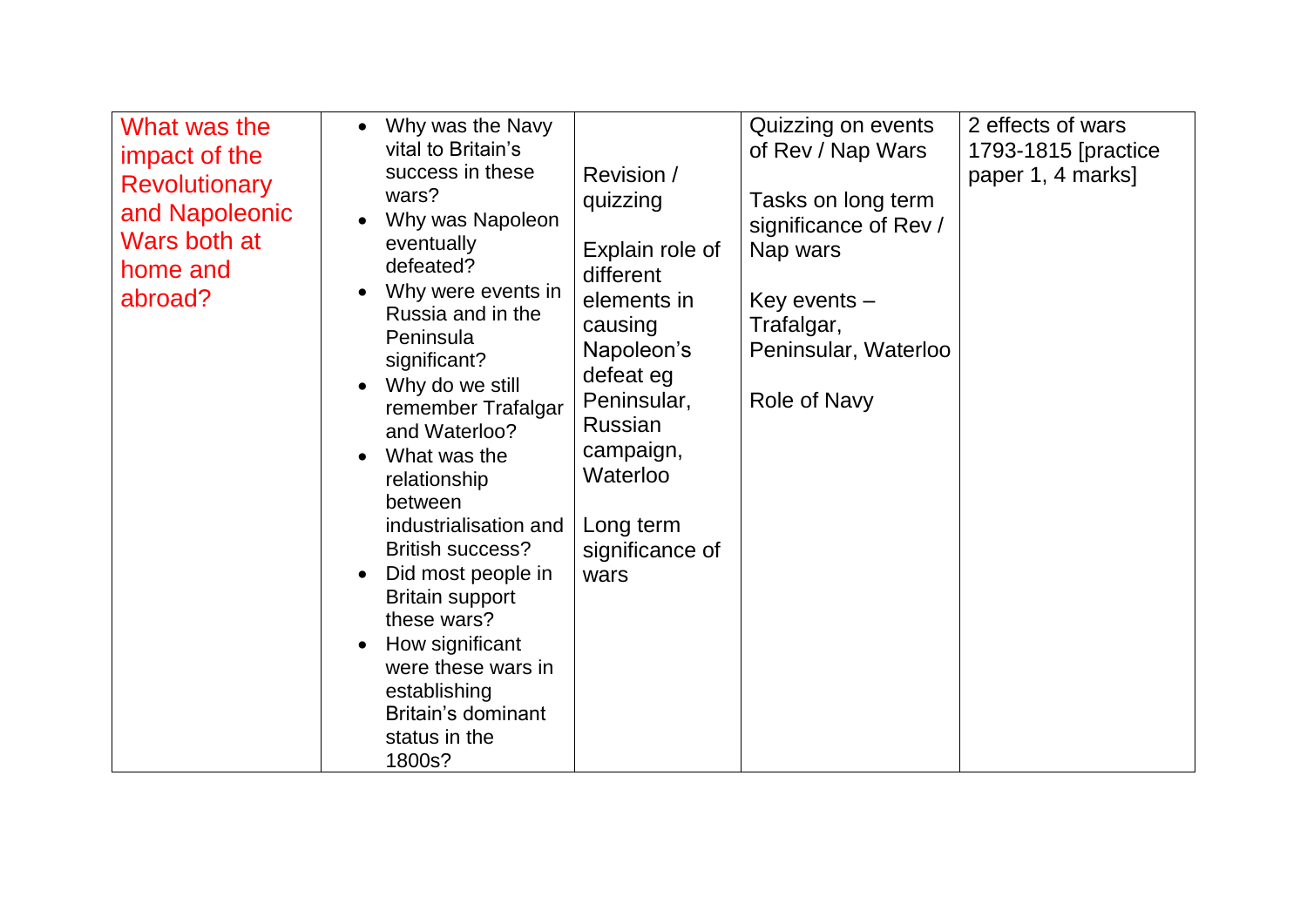| | | | | |
|---|---|---|---|---|
| What was the impact of the Revolutionary and Napoleonic Wars both at home and abroad? | <ul><li>Why was the Navy vital to Britain's success in these wars?</li><li>Why was Napoleon eventually defeated?</li><li>Why were events in Russia and in the Peninsula significant?</li><li>Why do we still remember Trafalgar and Waterloo?</li><li>What was the relationship between industrialisation and British success?</li><li>Did most people in Britain support these wars?</li><li>How significant were these wars in establishing Britain's dominant status in the 1800s?</li></ul> | Revision / quizzing<br><br>Explain role of different elements in causing Napoleon's defeat eg Peninsular, Russian campaign, Waterloo<br><br>Long term significance of wars | Quizzing on events of Rev / Nap Wars<br><br>Tasks on long term significance of Rev / Nap wars<br><br>Key events – Trafalgar, Peninsular, Waterloo<br><br>Role of Navy | 2 effects of wars 1793-1815 [practice paper 1, 4 marks] |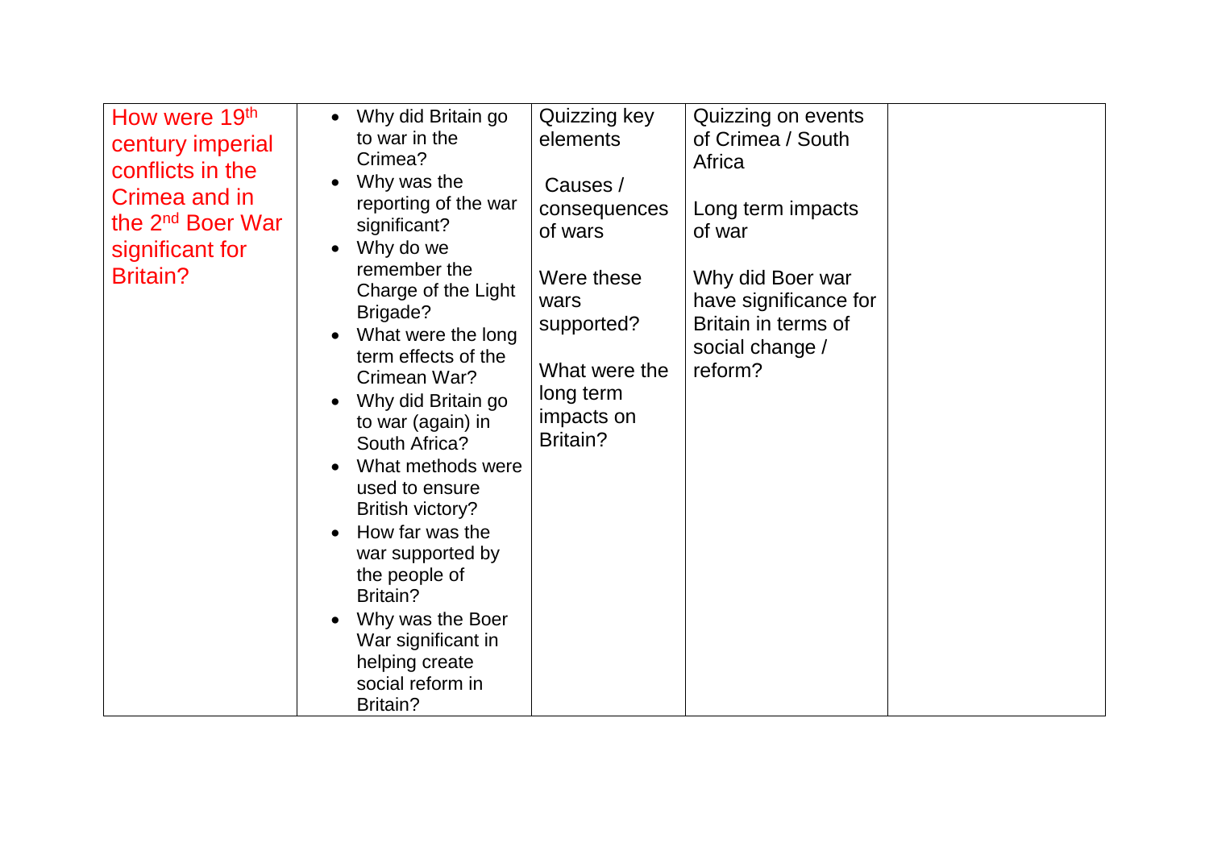| How were 19th century imperial conflicts in the Crimea and in the 2nd Boer War significant for Britain? | <ul><li>Why did Britain go to war in the Crimea?</li><li>Why was the reporting of the war significant?</li><li>Why do we remember the Charge of the Light Brigade?</li><li>What were the long term effects of the Crimean War?</li><li>Why did Britain go to war (again) in South Africa?</li><li>What methods were used to ensure British victory?</li><li>How far was the war supported by the people of Britain?</li><li>Why was the Boer War significant in helping create social reform in Britain?</li></ul> | Quizzing key elements<br><br>Causes / consequences of wars<br><br>Were these wars supported?<br><br>What were the long term impacts on Britain? | Quizzing on events of Crimea / South Africa<br><br>Long term impacts of war<br><br>Why did Boer war have significance for Britain in terms of social change / reform? | |
|---|---|---|---|---|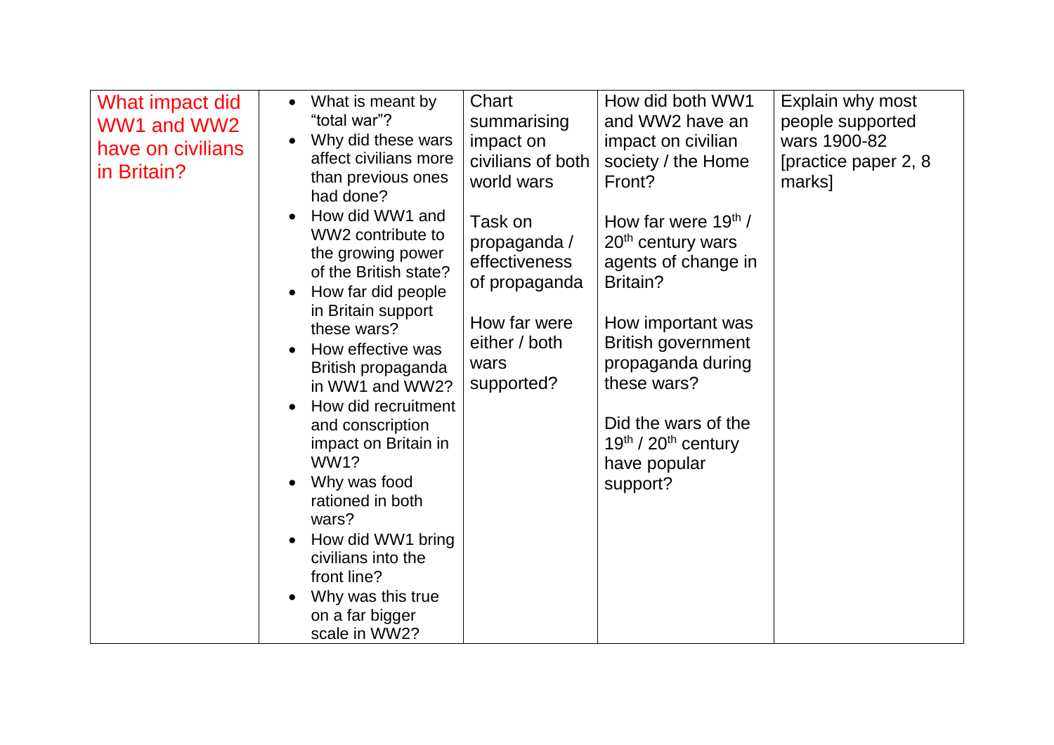| What impact did WW1 and WW2 have on civilians in Britain? | <ul><li>What is meant by "total war"?</li><li>Why did these wars affect civilians more than previous ones had done?</li><li>How did WW1 and WW2 contribute to the growing power of the British state?</li><li>How far did people in Britain support these wars?</li><li>How effective was British propaganda in WW1 and WW2?</li><li>How did recruitment and conscription impact on Britain in WW1?</li><li>Why was food rationed in both wars?</li><li>How did WW1 bring civilians into the front line?</li><li>Why was this true on a far bigger scale in WW2?</li></ul> | Chart summarising impact on civilians of both world wars<br><br>Task on propaganda / effectiveness of propaganda<br><br>How far were either / both wars supported? | How did both WW1 and WW2 have an impact on civilian society / the Home Front?<br><br>How far were 19th / 20th century wars agents of change in Britain?<br><br>How important was British government propaganda during these wars?<br><br>Did the wars of the 19th / 20th century have popular support? | Explain why most people supported wars 1900-82 [practice paper 2, 8 marks] |
|---|---|---|---|---|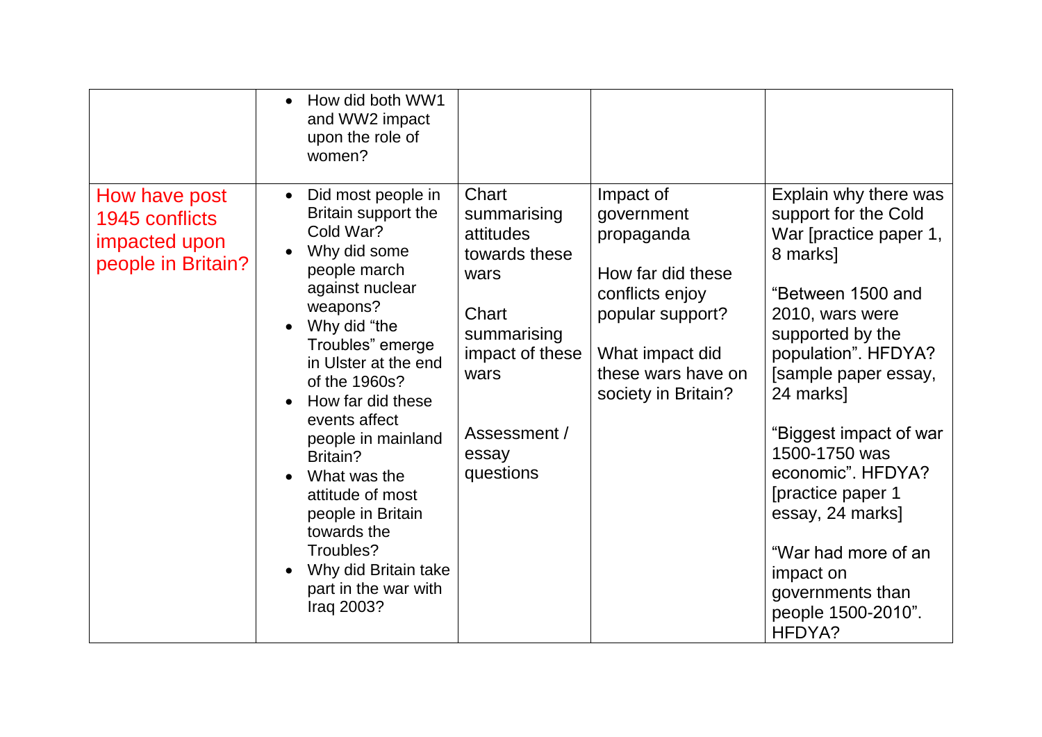| | | | | |
|---|---|---|---|---|
| | • How did both WW1 and WW2 impact upon the role of women? | | | |
| How have post 1945 conflicts impacted upon people in Britain? | • Did most people in Britain support the Cold War?<br>• Why did some people march against nuclear weapons?<br>• Why did "the Troubles" emerge in Ulster at the end of the 1960s?<br>• How far did these events affect people in mainland Britain?<br>• What was the attitude of most people in Britain towards the Troubles?<br>• Why did Britain take part in the war with Iraq 2003? | Chart summarising attitudes towards these wars<br><br>Chart summarising impact of these wars<br><br>Assessment / essay questions | Impact of government propaganda<br><br>How far did these conflicts enjoy popular support?<br><br>What impact did these wars have on society in Britain? | Explain why there was support for the Cold War [practice paper 1, 8 marks]<br><br>"Between 1500 and 2010, wars were supported by the population". HFDYA? [sample paper essay, 24 marks]<br><br>"Biggest impact of war 1500-1750 was economic". HFDYA? [practice paper 1 essay, 24 marks]<br><br>"War had more of an impact on governments than people 1500-2010". HFDYA? |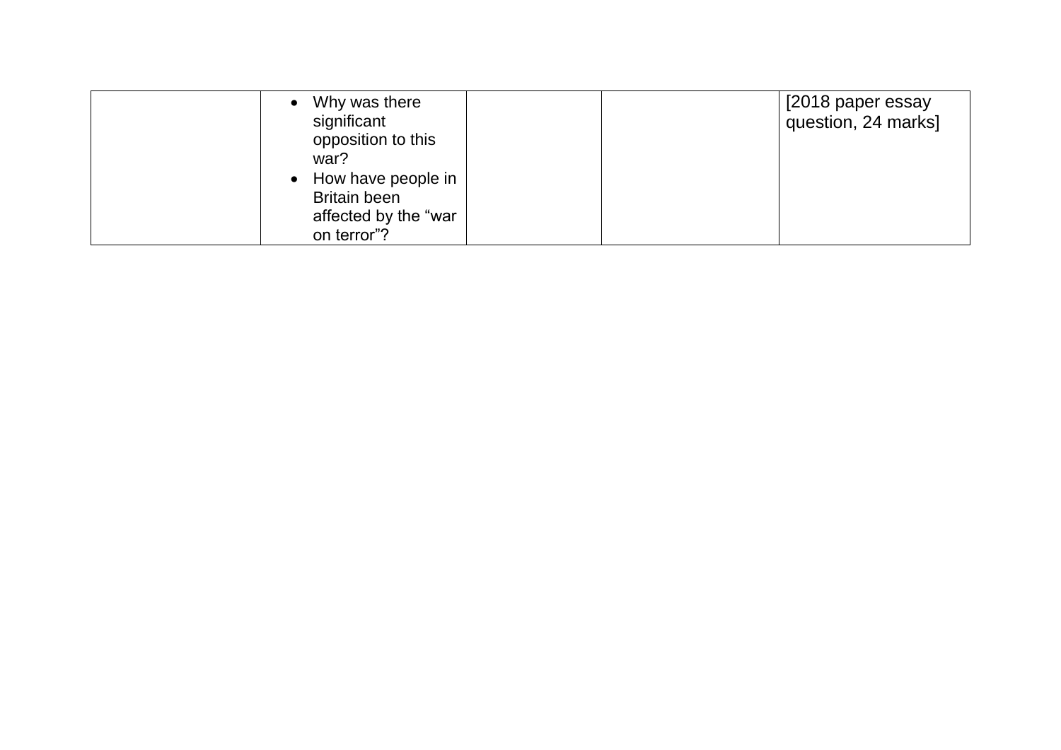| | | | | |
|---|---|---|---|---|
| | • Why was there significant opposition to this war?<br>• How have people in Britain been affected by the “war on terror”? | | | [2018 paper essay question, 24 marks] |